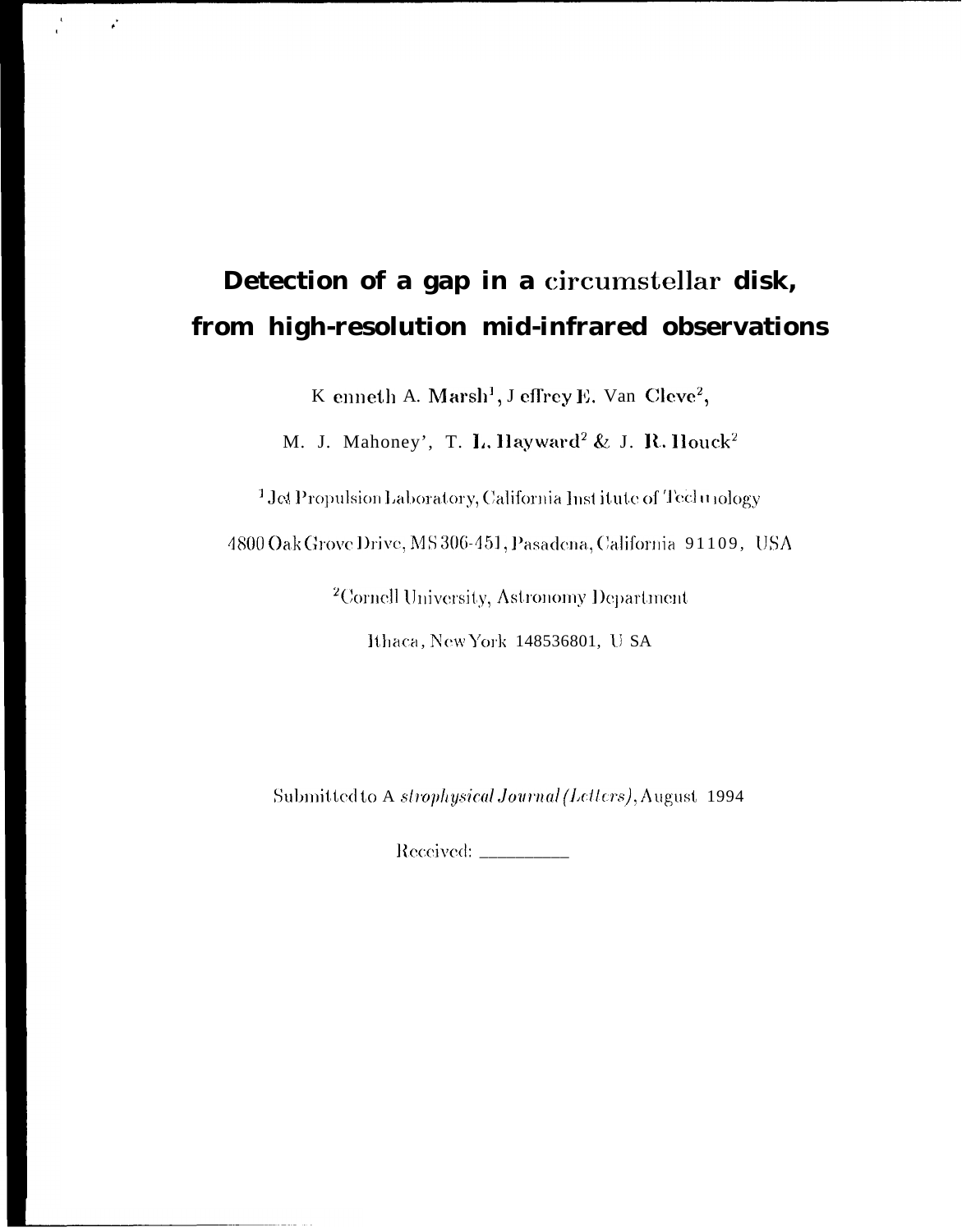# Detection of a gap in a circumstellar disk, from high-resolution mid-infrared observations

Kenneth A. Marsh[1], Jeffrey E. Van Cleve[2],

M. J. Mahoney[1], T. L. Hayward[2] & J. R. Houck[2]

[1] Jet Propulsion Laboratory, California Institute of Technology

4800 Oak Grove Drive, MS 306-451, Pasadena, California 91109, USA

[2] Cornell University, Astronomy Department

Ithaca, New York 148536801, USA

Submitted to *Astrophysical Journal (Letters)*, August 1994

Received: ________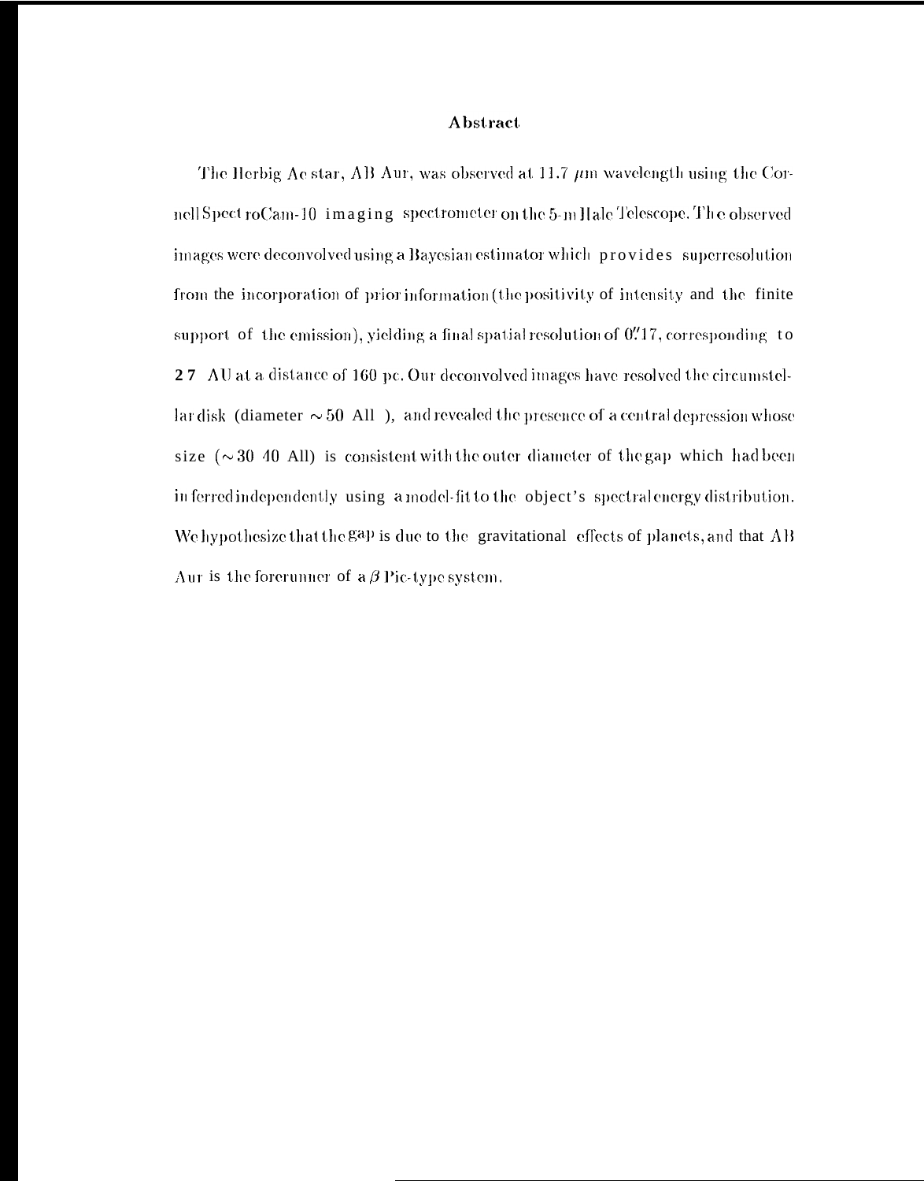## Abstract

The Herbig Ae star, AB Aur, was observed at 11.7 $\mu$m wavelength using the Cornell SpectroCam-10 imaging spectrometer on the 5-m Hale Telescope. The observed images were deconvolved using a Bayesian estimator which provides superresolution from the incorporation of prior information (the positivity of intensity and the finite support of the emission), yielding a final spatial resolution of 0."17, corresponding to 27 AU at a distance of 160 pc. Our deconvolved images have resolved the circumstellar disk (diameter $\sim$ 50 AU), and revealed the presence of a central depression whose size ($\sim$ 30 40 AU) is consistent with the outer diameter of the gap which had been inferred independently using a model-fit to the object's spectral energy distribution. We hypothesize that the gap is due to the gravitational effects of planets, and that AB Aur is the forerunner of a $\beta$ Pic-type system.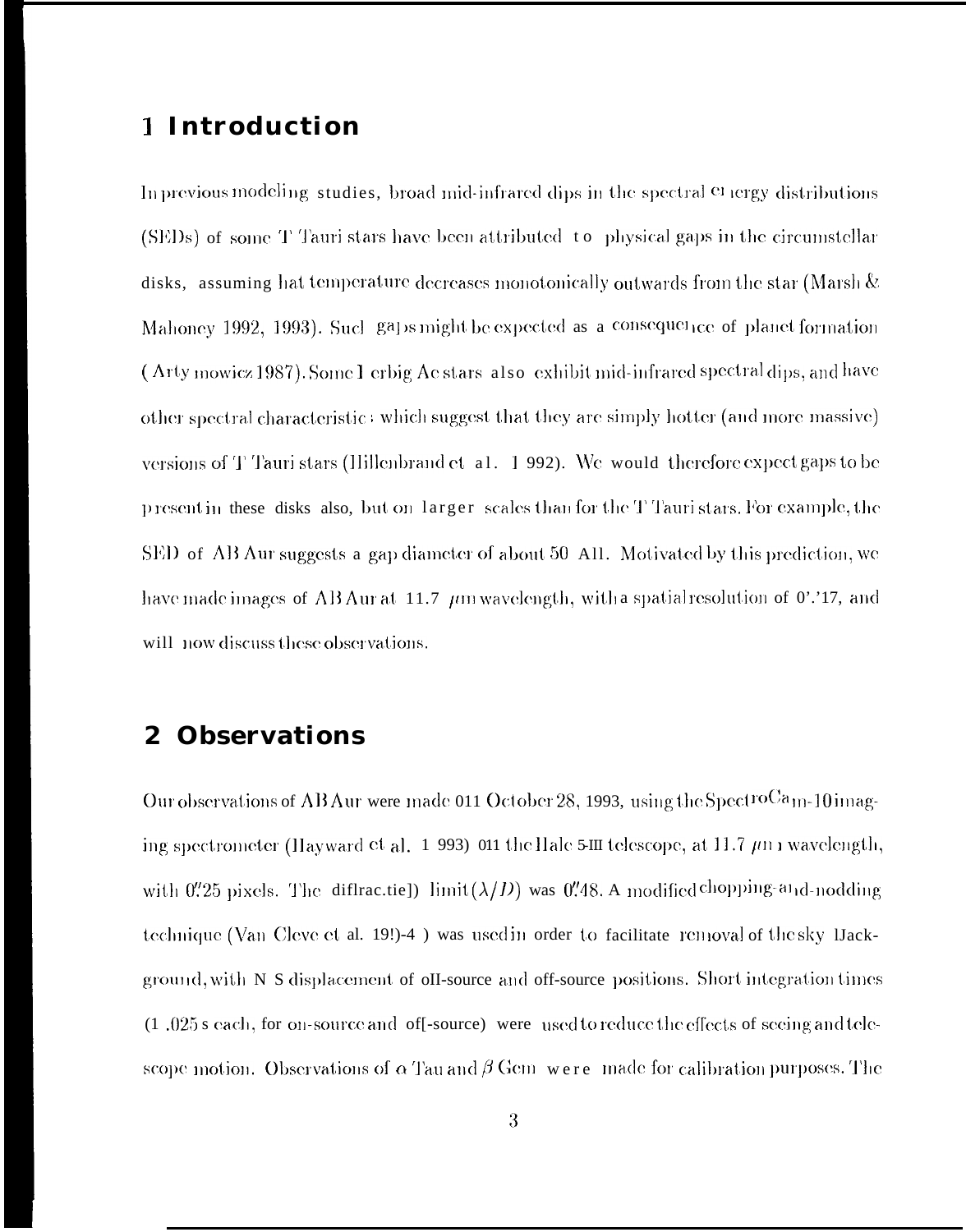# 1 Introduction

In previous modeling studies, broad mid-infrared dips in the spectral energy distributions (SEDs) of some T Tauri stars have been attributed to physical gaps in the circumstellar disks, assuming that temperature decreases monotonically outwards from the star (Marsh & Mahoney 1992, 1993). Such gaps might be expected as a consequence of planet formation (Artymowicz 1987). Some Herbig Ae stars also exhibit mid-infrared spectral dips, and have other spectral characteristics which suggest that they are simply hotter (and more massive) versions of T Tauri stars (Hillenbrand et al. 1992). We would therefore expect gaps to be present in these disks also, but on larger scales than for the T Tauri stars. For example, the SED of AB Aur suggests a gap diameter of about 50 AU. Motivated by this prediction, we have made images of AB Aur at 11.7 $\mu$m wavelength, with a spatial resolution of 0.''17, and will now discuss these observations.

# 2 Observations

Our observations of AB Aur were made on October 28, 1993, using the SpectroCam-10 imaging spectrometer (Hayward et al. 1993) on the Hale 5-m telescope, at 11.7 $\mu$m wavelength, with 0.''25 pixels. The diffraction limit ($\lambda/D$) was 0.''48. A modified chopping-and-nodding technique (Van Cleve et al. 1994) was used in order to facilitate removal of the sky background, with N S displacement of on-source and off-source positions. Short integration times (1.025 s each, for on-source and off-source) were used to reduce the effects of seeing and telescope motion. Observations of $\alpha$ Tau and $\beta$ Gem were made for calibration purposes. The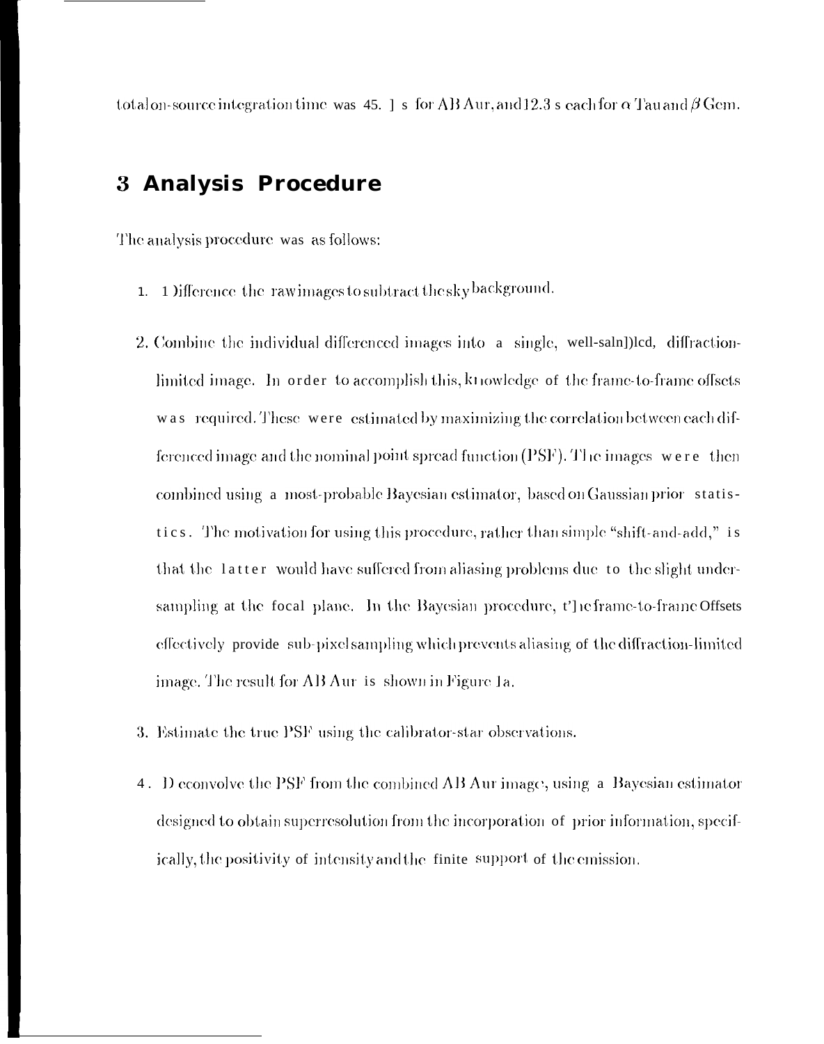total on-source integration time was 45. 1 s for AB Aur, and 12.3 s each for $\alpha$ Tau and $\beta$ Gem.

# 3 Analysis Procedure

The analysis procedure was as follows:

1. Difference the raw images to subtract the sky background.

2. Combine the individual differenced images into a single, well-sampled, diffraction-limited image. In order to accomplish this, knowledge of the frame-to-frame offsets was required. These were estimated by maximizing the correlation between each differenced image and the nominal point spread function (PSF). The images were then combined using a most-probable Bayesian estimator, based on Gaussian prior statistics. The motivation for using this procedure, rather than simple "shift-and-add," is that the latter would have suffered from aliasing problems due to the slight under-sampling at the focal plane. In the Bayesian procedure, the frame-to-frame offsets effectively provide sub-pixel sampling which prevents aliasing of the diffraction-limited image. The result for AB Aur is shown in Figure 1a.

3. Estimate the true PSF using the calibrator-star observations.

4. Deconvolve the PSF from the combined AB Aur image, using a Bayesian estimator designed to obtain superresolution from the incorporation of prior information, specifically, the positivity of intensity and the finite support of the emission.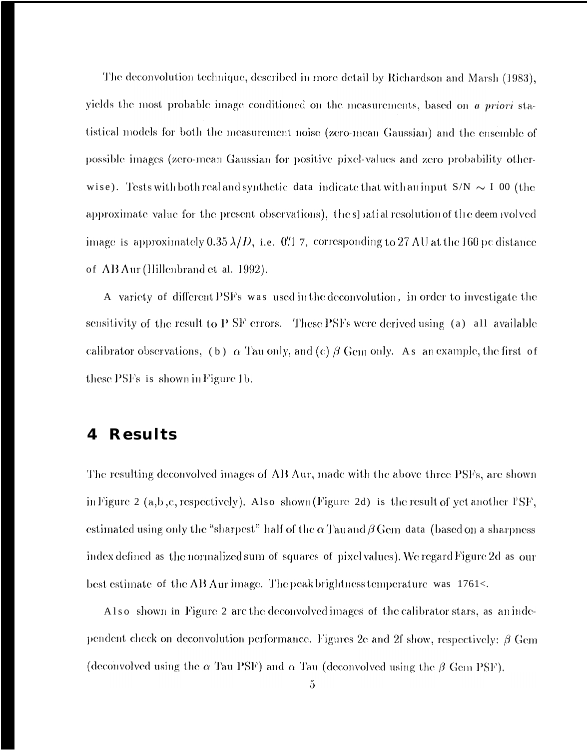The deconvolution technique, described in more detail by Richardson and Marsh (1983), yields the most probable image conditioned on the measurements, based on *a priori* statistical models for both the measurement noise (zero-mean Gaussian) and the ensemble of possible images (zero-mean Gaussian for positive pixel-values and zero probability otherwise). Tests with both real and synthetic data indicate that with an input S/N $\sim$ 100 (the approximate value for the present observations), the spatial resolution of the deconvolved image is approximately $0.35\,\lambda/D$, i.e. $0''.17$, corresponding to 27 AU at the 160 pc distance of AB Aur (Hillenbrand et al. 1992).

A variety of different PSFs was used in the deconvolution, in order to investigate the sensitivity of the result to PSF errors. These PSFs were derived using (a) all available calibrator observations, (b) $\alpha$ Tau only, and (c) $\beta$ Gem only. As an example, the first of these PSFs is shown in Figure 1b.

## 4 Results

The resulting deconvolved images of AB Aur, made with the above three PSFs, are shown in Figure 2 (a,b,c, respectively). Also shown (Figure 2d) is the result of yet another PSF, estimated using only the "sharpest" half of the $\alpha$ Tau and $\beta$ Gem data (based on a sharpness index defined as the normalized sum of squares of pixel values). We regard Figure 2d as our best estimate of the AB Aur image. The peak brightness temperature was 176K.

Also shown in Figure 2 are the deconvolved images of the calibrator stars, as an independent check on deconvolution performance. Figures 2e and 2f show, respectively: $\beta$ Gem (deconvolved using the $\alpha$ Tau PSF) and $\alpha$ Tau (deconvolved using the $\beta$ Gem PSF).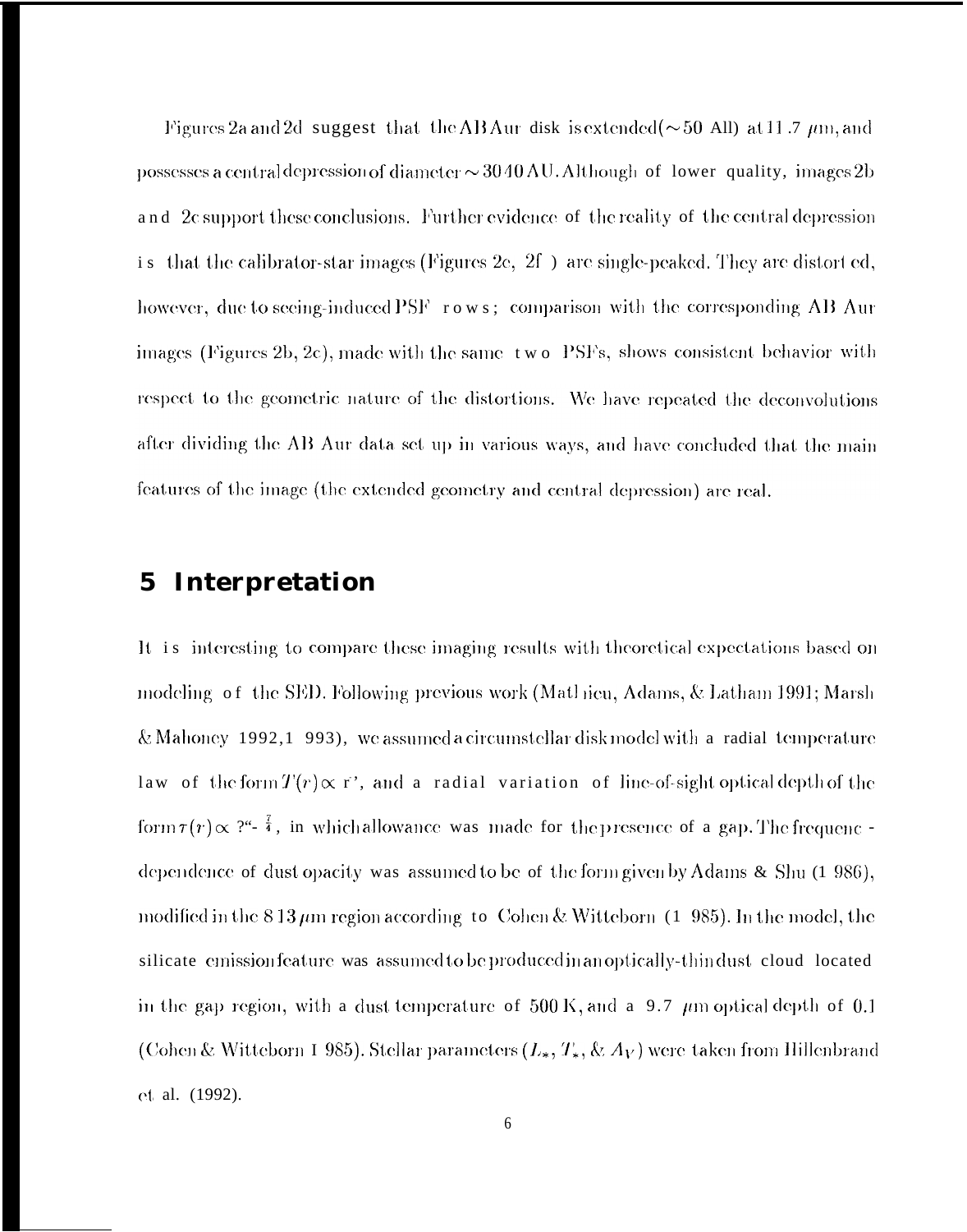Figures 2a and 2d suggest that the AB Aur disk is extended (~50 AU) at 11.7 $\mu$m, and possesses a central depression of diameter ~ 30-40 AU. Although of lower quality, images 2b and 2c support these conclusions. Further evidence of the reality of the central depression is that the calibrator-star images (Figures 2e, 2f) are single-peaked. They are distorted, however, due to seeing-induced PSF errors; comparison with the corresponding AB Aur images (Figures 2b, 2c), made with the same two PSFs, shows consistent behavior with respect to the geometric nature of the distortions. We have repeated the deconvolutions after dividing the AB Aur data set up in various ways, and have concluded that the main features of the image (the extended geometry and central depression) are real.

## 5 Interpretation

It is interesting to compare these imaging results with theoretical expectations based on modeling of the SED. Following previous work (Mathieu, Adams, & Latham 1991; Marsh & Mahoney 1992, 1993), we assumed a circumstellar disk model with a radial temperature law of the form $T(r) \propto r^{q}$, and a radial variation of line-of-sight optical depth of the form $\tau(r) \propto r^{p-\frac{7}{4}}$, in which allowance was made for the presence of a gap. The frequency-dependence of dust opacity was assumed to be of the form given by Adams & Shu (1986), modified in the 8-13 $\mu$m region according to Cohen & Witteborn (1985). In the model, the silicate emission feature was assumed to be produced in an optically-thin dust cloud located in the gap region, with a dust temperature of 500 K, and a 9.7 $\mu$m optical depth of 0.1 (Cohen & Witteborn 1985). Stellar parameters ($L_*$, $T_*$, & $A_V$) were taken from Hillenbrand et al. (1992).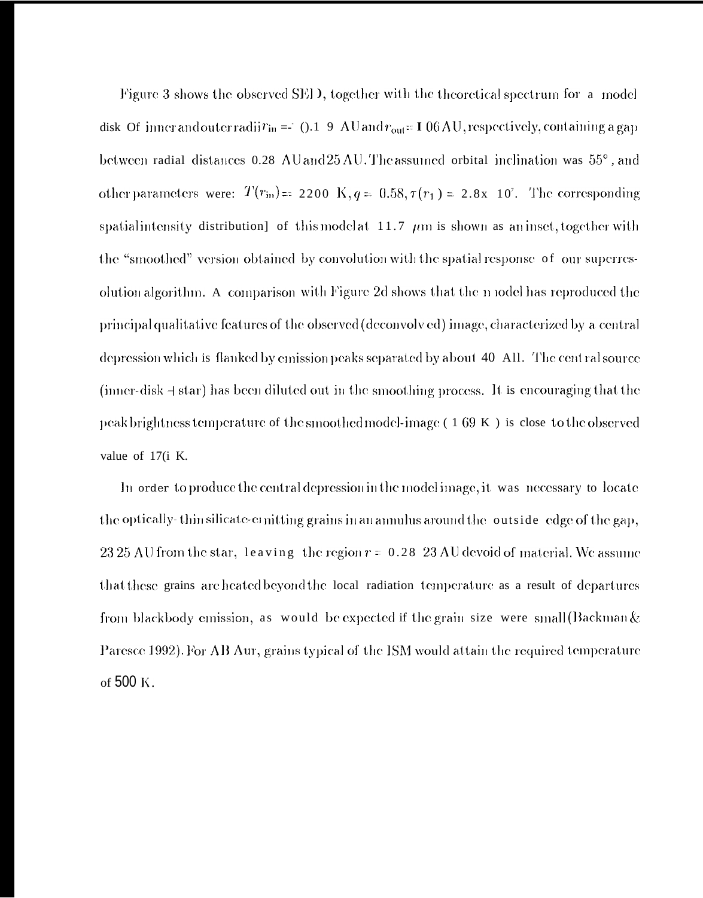Figure 3 shows the observed SED, together with the theoretical spectrum for a model disk of inner and outer radii $r_{in}$ = 0.19 AU and $r_{out}$ = 106 AU, respectively, containing a gap between radial distances 0.28 AU and 25 AU. The assumed orbital inclination was 55°, and other parameters were: $T(r_{in})$ = 2200 K, $q$ = 0.58, $\tau(r_1)$ = 2.8x $10^7$. The corresponding spatial intensity distribution of this model at 11.7 $\mu$m is shown as an inset, together with the "smoothed" version obtained by convolution with the spatial response of our superresolution algorithm. A comparison with Figure 2d shows that the model has reproduced the principal qualitative features of the observed (deconvolved) image, characterized by a central depression which is flanked by emission peaks separated by about 40 AU. The central source (inner-disk + star) has been diluted out in the smoothing process. It is encouraging that the peak brightness temperature of the smoothed model-image (169 K) is close to the observed value of 176 K.

In order to produce the central depression in the model image, it was necessary to locate the optically-thin silicate-emitting grains in an annulus around the outside edge of the gap, 23-25 AU from the star, leaving the region $r$ = 0.28-23 AU devoid of material. We assume that these grains are heated beyond the local radiation temperature as a result of departures from blackbody emission, as would be expected if the grain size were small (Backman & Paresce 1992). For AB Aur, grains typical of the ISM would attain the required temperature of 500 K.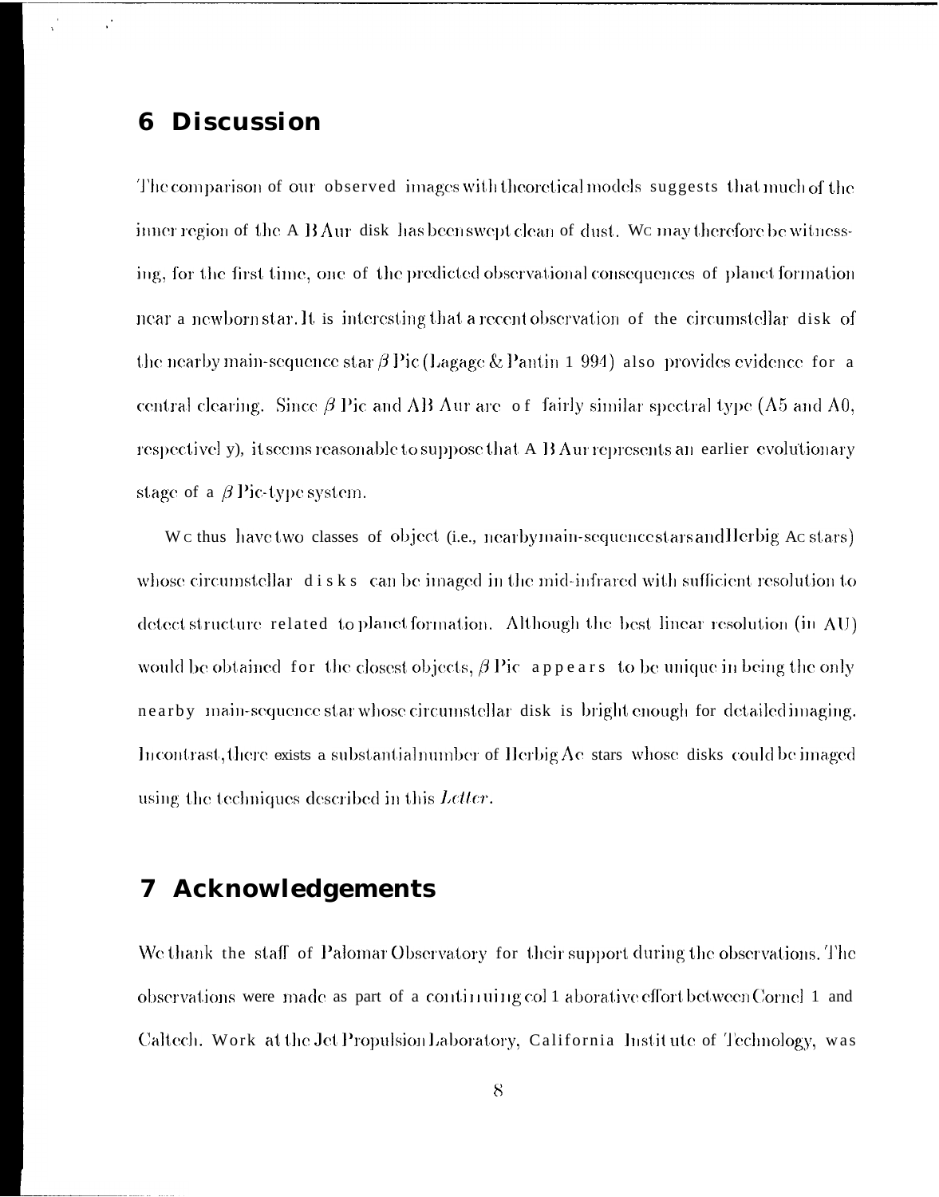## 6 Discussion

The comparison of our observed images with theoretical models suggests that much of the inner region of the AB Aur disk has been swept clean of dust. We may therefore be witnessing, for the first time, one of the predicted observational consequences of planet formation near a newborn star. It is interesting that a recent observation of the circumstellar disk of the nearby main-sequence star $\beta$ Pic (Lagage & Pantin 1994) also provides evidence for a central clearing. Since $\beta$ Pic and AB Aur are of fairly similar spectral type (A5 and A0, respectively), it seems reasonable to suppose that AB Aur represents an earlier evolutionary stage of a $\beta$ Pic-type system.

We thus have two classes of object (i.e., nearby main-sequence stars and Herbig Ae stars) whose circumstellar disks can be imaged in the mid-infrared with sufficient resolution to detect structure related to planet formation. Although the best linear resolution (in AU) would be obtained for the closest objects, $\beta$ Pic appears to be unique in being the only nearby main-sequence star whose circumstellar disk is bright enough for detailed imaging. In contrast, there exists a substantial number of Herbig Ae stars whose disks could be imaged using the techniques described in this *Letter*.

## 7 Acknowledgements

We thank the staff of Palomar Observatory for their support during the observations. The observations were made as part of a continuing collaborative effort between Cornell and Caltech. Work at the Jet Propulsion Laboratory, California Institute of Technology, was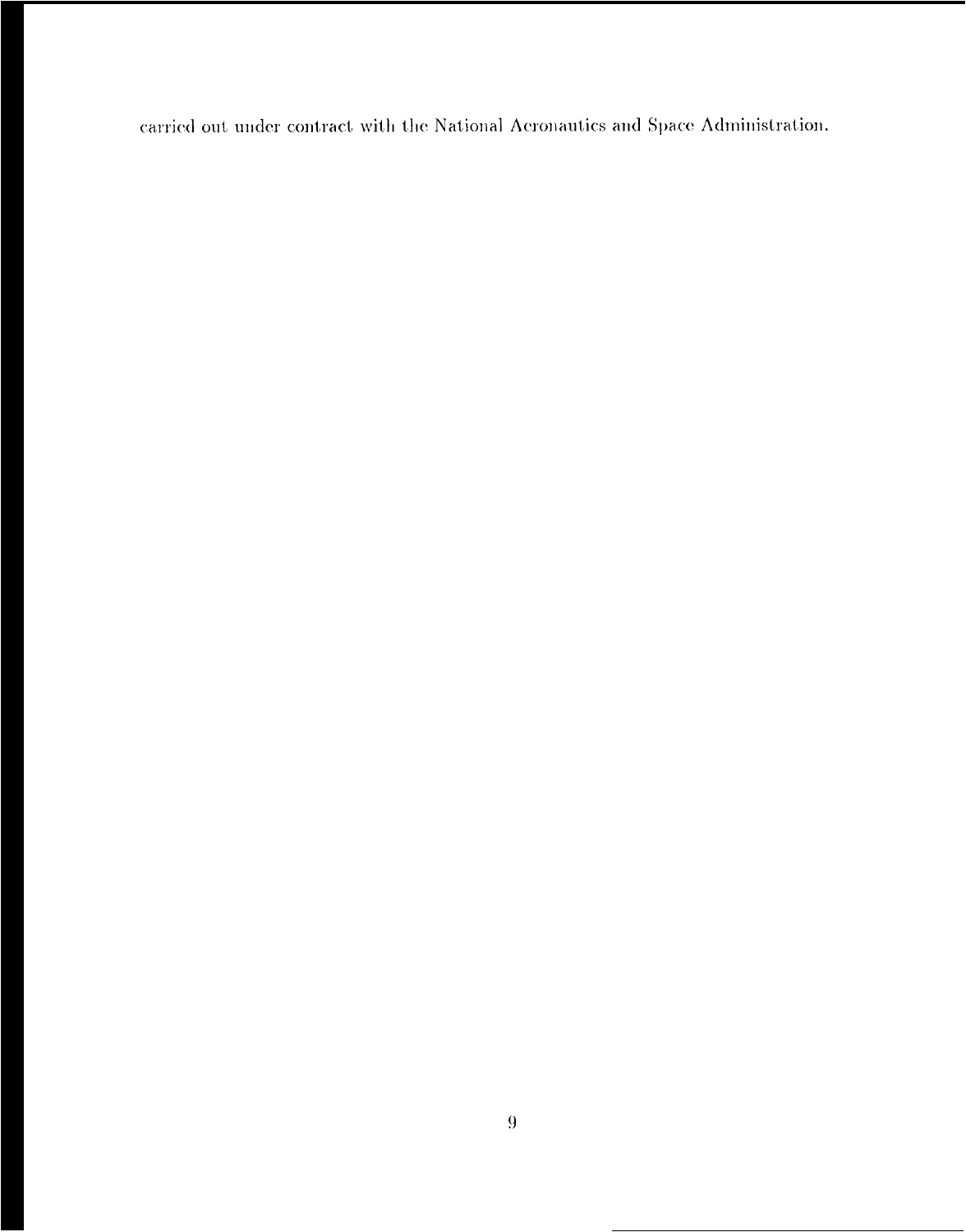carried out under contract with the National Aeronautics and Space Administration.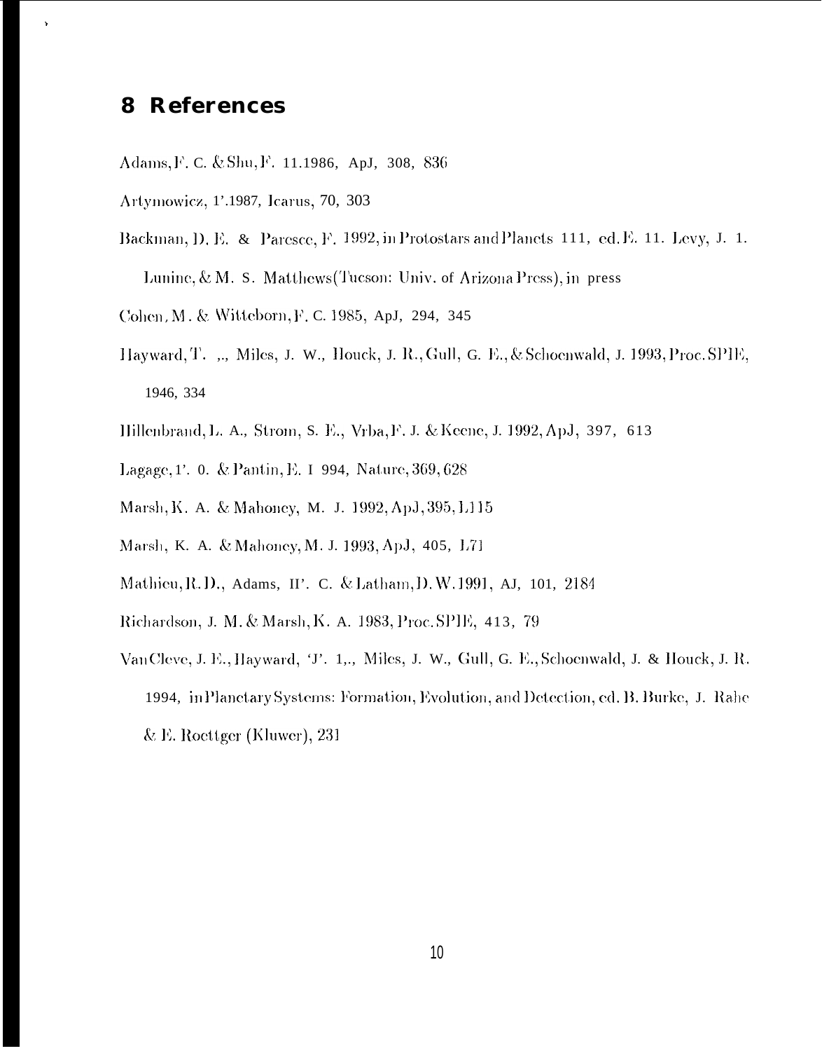## 8 References

Adams, F. C. & Shu, F. H. 1986, ApJ, 308, 836

Artymowicz, P. 1987, Icarus, 70, 303

Backman, D. E. & Paresce, F. 1992, in Protostars and Planets III, ed. E. H. Levy, J. I. Lunine, & M. S. Matthews (Tucson: Univ. of Arizona Press), in press

Cohen, M. & Witteborn, F. C. 1985, ApJ, 294, 345

Hayward, T. L., Miles, J. W., Houck, J. R., Gull, G. E., & Schoenwald, J. 1993, Proc. SPIE, 1946, 334

Hillenbrand, L. A., Strom, S. E., Vrba, F. J. & Keene, J. 1992, ApJ, 397, 613

Lagage, P. O. & Pantin, E. 1994, Nature, 369, 628

Marsh, K. A. & Mahoney, M. J. 1992, ApJ, 395, L115

Marsh, K. A. & Mahoney, M. J. 1993, ApJ, 405, L71

Mathieu, R. D., Adams, F. C. & Latham, D. W. 1991, AJ, 101, 2184

Richardson, J. M. & Marsh, K. A. 1983, Proc. SPIE, 413, 79

Van Cleve, J. E., Hayward, T. L., Miles, J. W., Gull, G. E., Schoenwald, J. & Houck, J. R. 1994, in Planetary Systems: Formation, Evolution, and Detection, ed. B. Burke, J. Rahe & E. Roettger (Kluwer), 231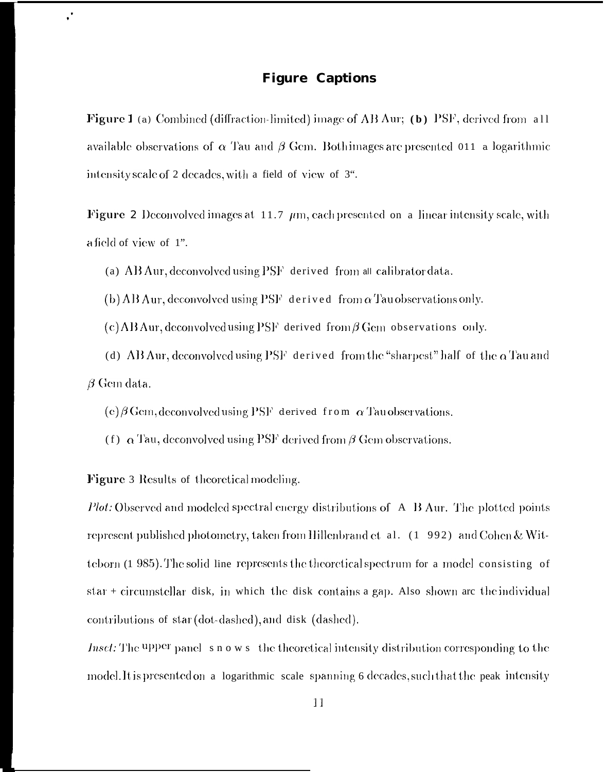## Figure Captions

**Figure 1** (a) Combined (diffraction-limited) image of AB Aur; **(b)** PSF, derived from all available observations of $\alpha$ Tau and $\beta$ Gem. Both images are presented on a logarithmic intensity scale of 2 decades, with a field of view of 3".

**Figure 2** Deconvolved images at 11.7 $\mu$m, each presented on a linear intensity scale, with a field of view of 1".

(a) AB Aur, deconvolved using PSF derived from all calibrator data.

(b) AB Aur, deconvolved using PSF derived from $\alpha$ Tau observations only.

(c) AB Aur, deconvolved using PSF derived from $\beta$ Gem observations only.

(d) AB Aur, deconvolved using PSF derived from the "sharpest" half of the $\alpha$ Tau and $\beta$ Gem data.

(e) $\beta$ Gem, deconvolved using PSF derived from $\alpha$ Tau observations.

(f) $\alpha$ Tau, deconvolved using PSF derived from $\beta$ Gem observations.

**Figure 3** Results of theoretical modeling.

*Plot:* Observed and modeled spectral energy distributions of AB Aur. The plotted points represent published photometry, taken from Hillenbrand et al. (1992) and Cohen & Witteborn (1985). The solid line represents the theoretical spectrum for a model consisting of star + circumstellar disk, in which the disk contains a gap. Also shown are the individual contributions of star (dot-dashed), and disk (dashed).

*Inset:* The upper panel shows the theoretical intensity distribution corresponding to the model. It is presented on a logarithmic scale spanning 6 decades, such that the peak intensity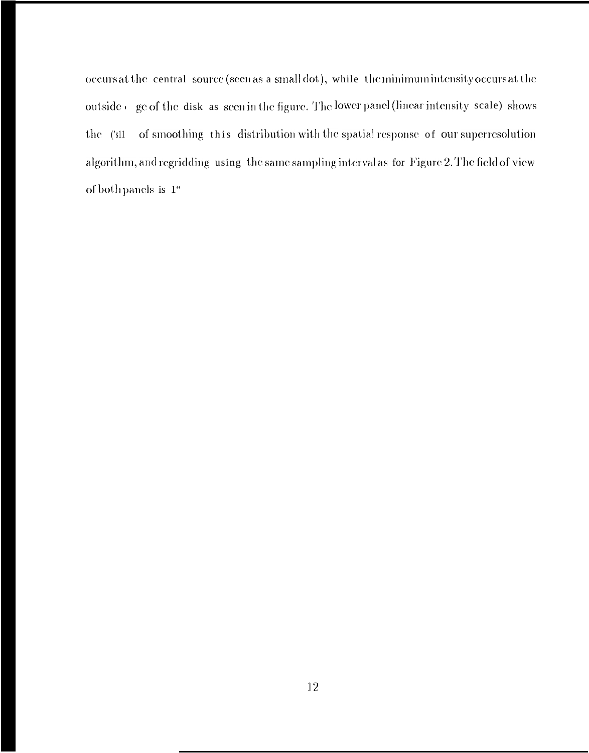occurs at the central source (seen as a small dot), while the minimum intensity occurs at the outside ( ge of the disk as seen in the figure. The lower panel (linear intensity scale) shows the ('s11 of smoothing this distribution with the spatial response of our superresolution algorithm, and regridding using the same sampling interval as for Figure 2. The field of view of both panels is 1"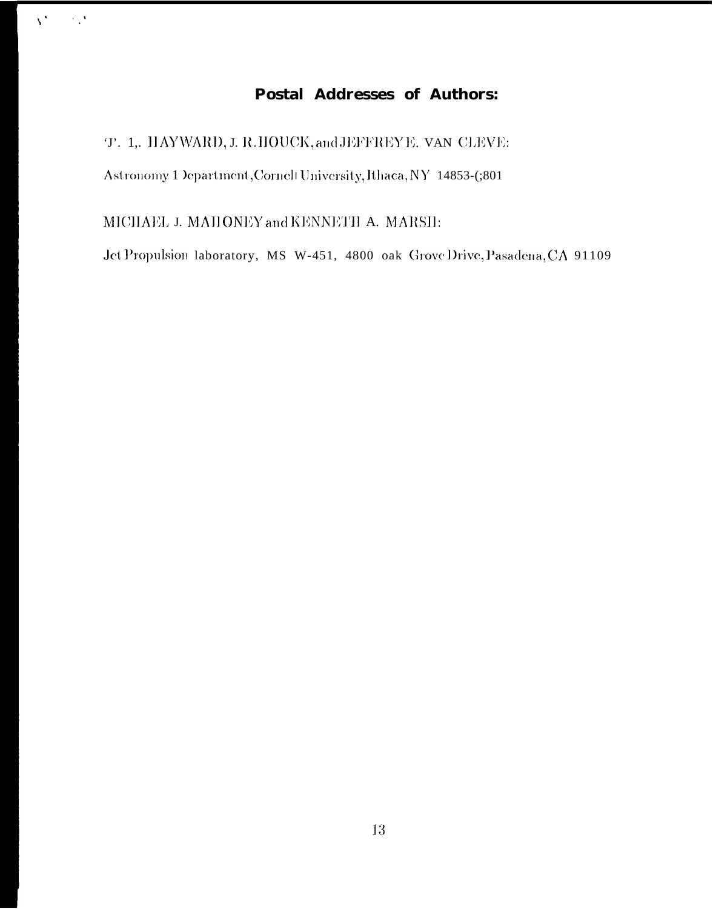## Postal Addresses of Authors:

'J'. 1,. HAYWARD, J. R. HOUCK, and JEFFREY E. VAN CLEVE:

Astronomy 1 )epartment, Cornell University, Ithaca, NY 14853-(;801

MICHAEL J. MAHONEY and KENNETH A. MARSH:

Jet Propulsion laboratory, MS W-451, 4800 oak Grove Drive, Pasadena, CA 91109